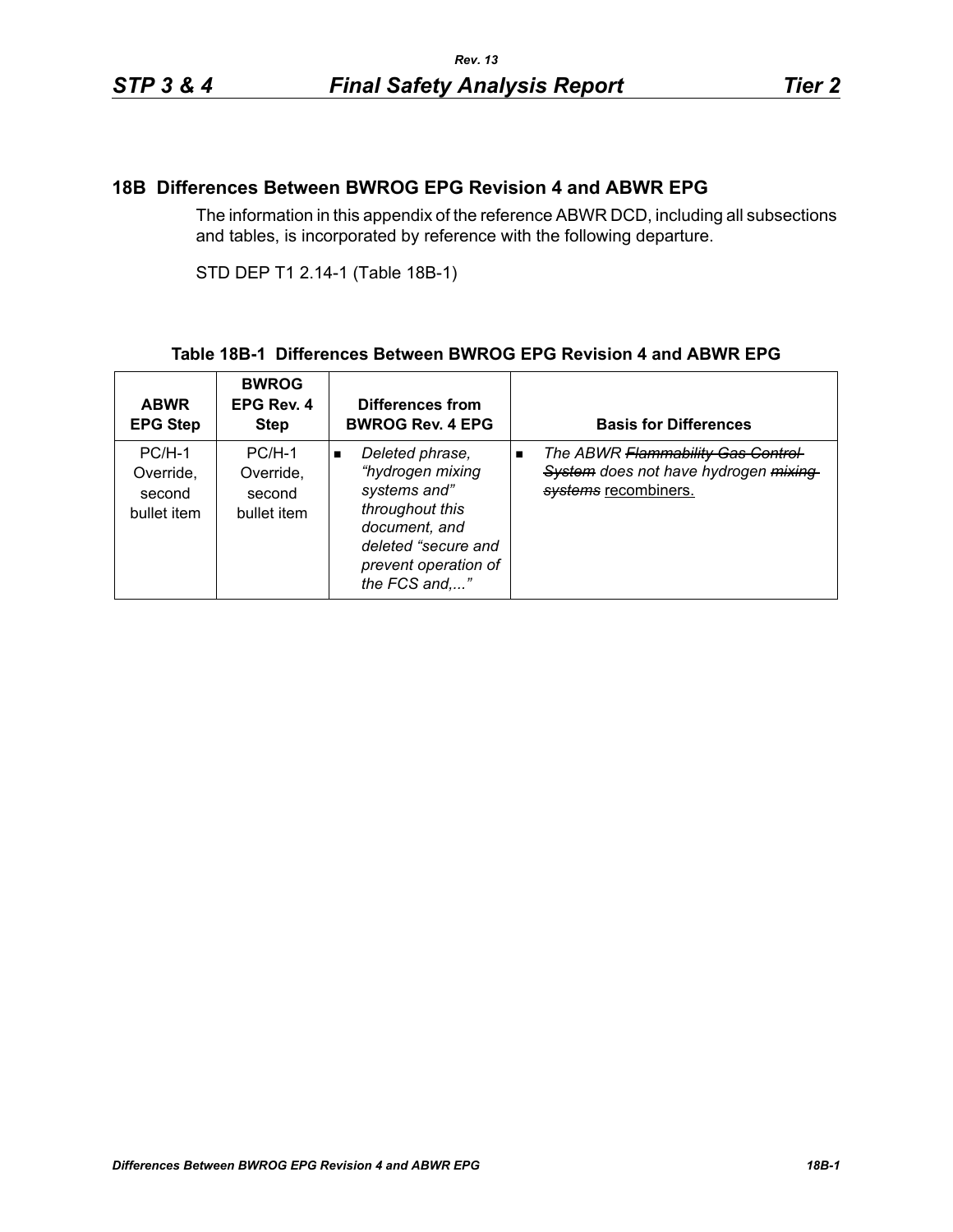## 18B Differences Between BWROG EPG Revision 4 and ABWR EPG

The information in this appendix of the reference ABWR DCD, including all subsections and tables, is incorporated by reference with the following departure.

STD DEP T1 2.14-1 (Table 18B-1)

**Table 18B-1 Differences Between BWROG EPG Revision 4 and ABWR EPG**

| ABWR EPG Step | BWROG EPG Rev. 4 Step | Differences from BWROG Rev. 4 EPG | Basis for Differences |
|---|---|---|---|
| PC/H-1 Override, second bullet item | PC/H-1 Override, second bullet item | ■ *Deleted phrase, "hydrogen mixing systems and" throughout this document, and deleted "secure and prevent operation of the FCS and,..."* | ■ *The ABWR ~~Flammability Gas Control System~~ does not have hydrogen ~~mixing systems~~* <u>recombiners.</u> |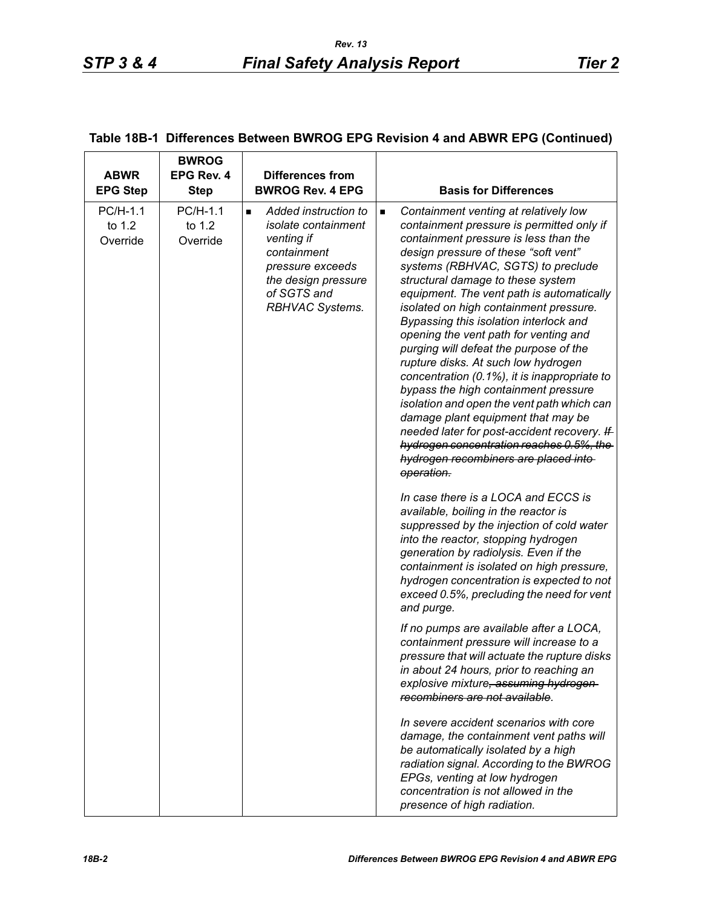## Table 18B-1 Differences Between BWROG EPG Revision 4 and ABWR EPG (Continued)

| ABWR EPG Step | BWROG EPG Rev. 4 Step | Differences from BWROG Rev. 4 EPG | Basis for Differences |
|---|---|---|---|
| PC/H-1.1 to 1.2 Override | PC/H-1.1 to 1.2 Override | ■ *Added instruction to isolate containment venting if containment pressure exceeds the design pressure of SGTS and RBHVAC Systems.* | ■ *Containment venting at relatively low containment pressure is permitted only if containment pressure is less than the design pressure of these "soft vent" systems (RBHVAC, SGTS) to preclude structural damage to these system equipment. The vent path is automatically isolated on high containment pressure. Bypassing this isolation interlock and opening the vent path for venting and purging will defeat the purpose of the rupture disks. At such low hydrogen concentration (0.1%), it is inappropriate to bypass the high containment pressure isolation and open the vent path which can damage plant equipment that may be needed later for post-accident recovery.* ~~*If hydrogen concentration reaches 0.5%, the hydrogen recombiners are placed into operation.*~~<br><br>*In case there is a LOCA and ECCS is available, boiling in the reactor is suppressed by the injection of cold water into the reactor, stopping hydrogen generation by radiolysis. Even if the containment is isolated on high pressure, hydrogen concentration is expected to not exceed 0.5%, precluding the need for vent and purge.*<br><br>*If no pumps are available after a LOCA, containment pressure will increase to a pressure that will actuate the rupture disks in about 24 hours, prior to reaching an explosive mixture*~~*, assuming hydrogen recombiners are not available*~~*.*<br><br>*In severe accident scenarios with core damage, the containment vent paths will be automatically isolated by a high radiation signal. According to the BWROG EPGs, venting at low hydrogen concentration is not allowed in the presence of high radiation.* |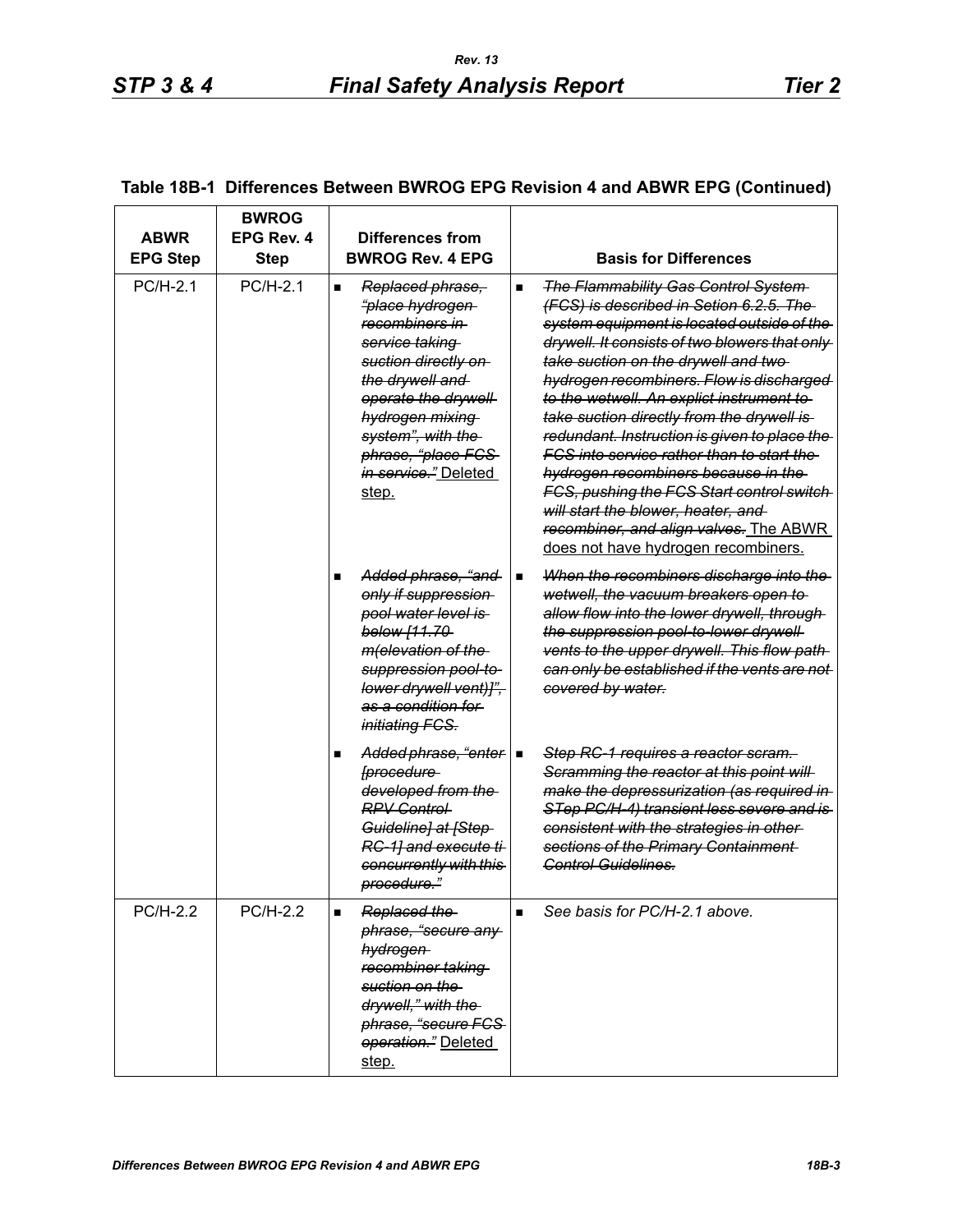## Table 18B-1 Differences Between BWROG EPG Revision 4 and ABWR EPG (Continued)

| ABWR EPG Step | BWROG EPG Rev. 4 Step | Differences from BWROG Rev. 4 EPG | Basis for Differences |
|---|---|---|---|
| PC/H-2.1 | PC/H-2.1 | ■ ~~*Replaced phrase, "place hydrogen recombiners in service taking suction directly on the drywell and operate the drywell hydrogen mixing system", with the phrase, "place FCS in service."*~~ Deleted step. | ■ ~~*The Flammability Gas Control System (FCS) is described in Setion 6.2.5. The system equipment is located outside of the drywell. It consists of two blowers that only take suction on the drywell and two hydrogen recombiners. Flow is discharged to the wetwell. An explict instrument to take suction directly from the drywell is redundant. Instruction is given to place the FCS into service rather than to start the hydrogen recombiners because in the FCS, pushing the FCS Start control switch will start the blower, heater, and recombiner, and align valves.*~~ The ABWR does not have hydrogen recombiners. |
| | | ■ ~~*Added phrase, "and only if suppression pool water level is below [11.70 m(elevation of the suppression pool-to-lower drywell vent)]", as a condition for initiating FCS.*~~ | ■ ~~*When the recombiners discharge into the wetwell, the vacuum breakers open to allow flow into the lower drywell, through the suppression pool-to-lower drywell vents to the upper drywell. This flow path can only be established if the vents are not covered by water.*~~ |
| | | ■ ~~*Added phrase, "enter [procedure developed from the RPV Control Guideline] at [Step RC-1] and execute ti concurrently with this procedure."*~~ | ■ ~~*Step RC-1 requires a reactor scram. Scramming the reactor at this point will make the depressurization (as required in STep PC/H-4) transient less severe and is consistent with the strategies in other sections of the Primary Containment Control Guidelines.*~~ |
| PC/H-2.2 | PC/H-2.2 | ■ ~~*Replaced the phrase, "secure any hydrogen recombiner taking suction on the drywell," with the phrase, "secure FCS operation."*~~ Deleted step. | ■ *See basis for PC/H-2.1 above.* |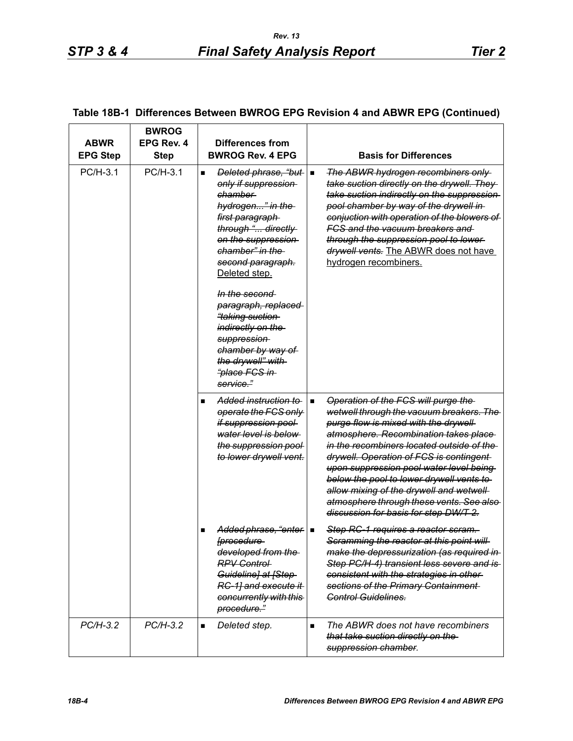**Table 18B-1 Differences Between BWROG EPG Revision 4 and ABWR EPG (Continued)**

| ABWR EPG Step | BWROG EPG Rev. 4 Step | Differences from BWROG Rev. 4 EPG | Basis for Differences |
|---|---|---|---|
| PC/H-3.1 | PC/H-3.1 | ■ ~~*Deleted phrase, "but only if suppression chamber hydrogen..." in the first paragraph through "... directly on the suppression chamber" in the second paragraph.*~~ Deleted step.<br><br>~~*In the second paragraph, replaced "taking suction indirectly on the suppression chamber by way of the drywell" with "place FCS in service."*~~ | ■ ~~*The ABWR hydrogen recombiners only take suction directly on the drywell. They take suction indirectly on the suppression pool chamber by way of the drywell in conjuction with operation of the blowers of FCS and the vacuum breakers and through the suppression pool to lower drywell vents.*~~ The ABWR does not have hydrogen recombiners. |
| | | ■ ~~*Added instruction to operate the FCS only if suppression pool water level is below the suppression pool to lower drywell vent.*~~ | ■ ~~*Operation of the FCS will purge the wetwell through the vacuum breakers. The purge flow is mixed with the drywell atmosphere. Recombination takes place in the recombiners located outside of the drywell. Operation of FCS is contingent upon suppression pool water level being below the pool to lower drywell vents to allow mixing of the drywell and wetwell atmosphere through these vents. See also discussion for basis for step DW/T-2.*~~ |
| | | ■ ~~*Added phrase, "enter [procedure developed from the RPV Control Guideline] at [Step RC-1] and execute it concurrently with this procedure."*~~ | ■ ~~*Step RC-1 requires a reactor scram. Scramming the reactor at this point will make the depressurization (as required in Step PC/H-4) transient less severe and is consistent with the strategies in other sections of the Primary Containment Control Guidelines.*~~ |
| *PC/H-3.2* | *PC/H-3.2* | ■ *Deleted step.* | ■ *The ABWR does not have recombiners* ~~*that take suction directly on the suppression chamber*~~*.* |